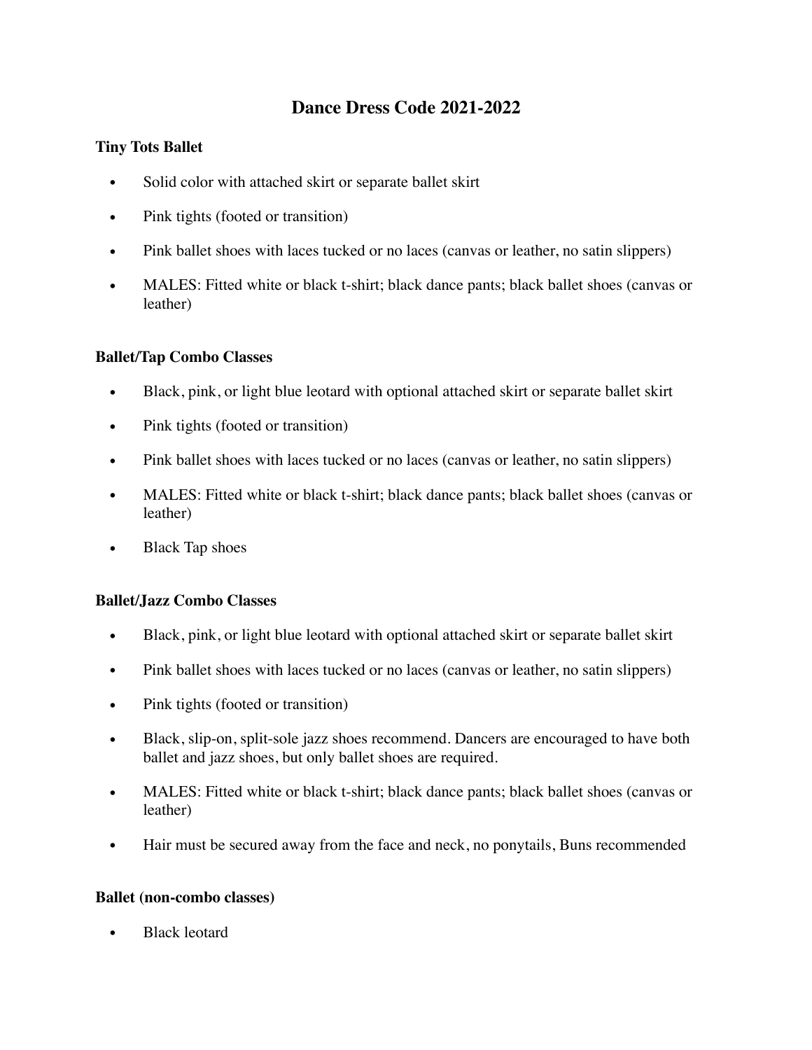# Dance Dress Code 2021-2022

### Tiny Tots Ballet

- Solid color with attached skirt or separate ballet skirt
- Pink tights (footed or transition)
- Pink ballet shoes with laces tucked or no laces (canvas or leather, no satin slippers)
- MALES: Fitted white or black t-shirt; black dance pants; black ballet shoes (canvas or leather)

### Ballet/Tap Combo Classes

- Black, pink, or light blue leotard with optional attached skirt or separate ballet skirt
- Pink tights (footed or transition)
- Pink ballet shoes with laces tucked or no laces (canvas or leather, no satin slippers)
- MALES: Fitted white or black t-shirt; black dance pants; black ballet shoes (canvas or leather)
- Black Tap shoes

### Ballet/Jazz Combo Classes

- Black, pink, or light blue leotard with optional attached skirt or separate ballet skirt
- Pink ballet shoes with laces tucked or no laces (canvas or leather, no satin slippers)
- Pink tights (footed or transition)
- Black, slip-on, split-sole jazz shoes recommend. Dancers are encouraged to have both ballet and jazz shoes, but only ballet shoes are required.
- MALES: Fitted white or black t-shirt; black dance pants; black ballet shoes (canvas or leather)
- Hair must be secured away from the face and neck, no ponytails, Buns recommended

### Ballet (non-combo classes)

- Black leotard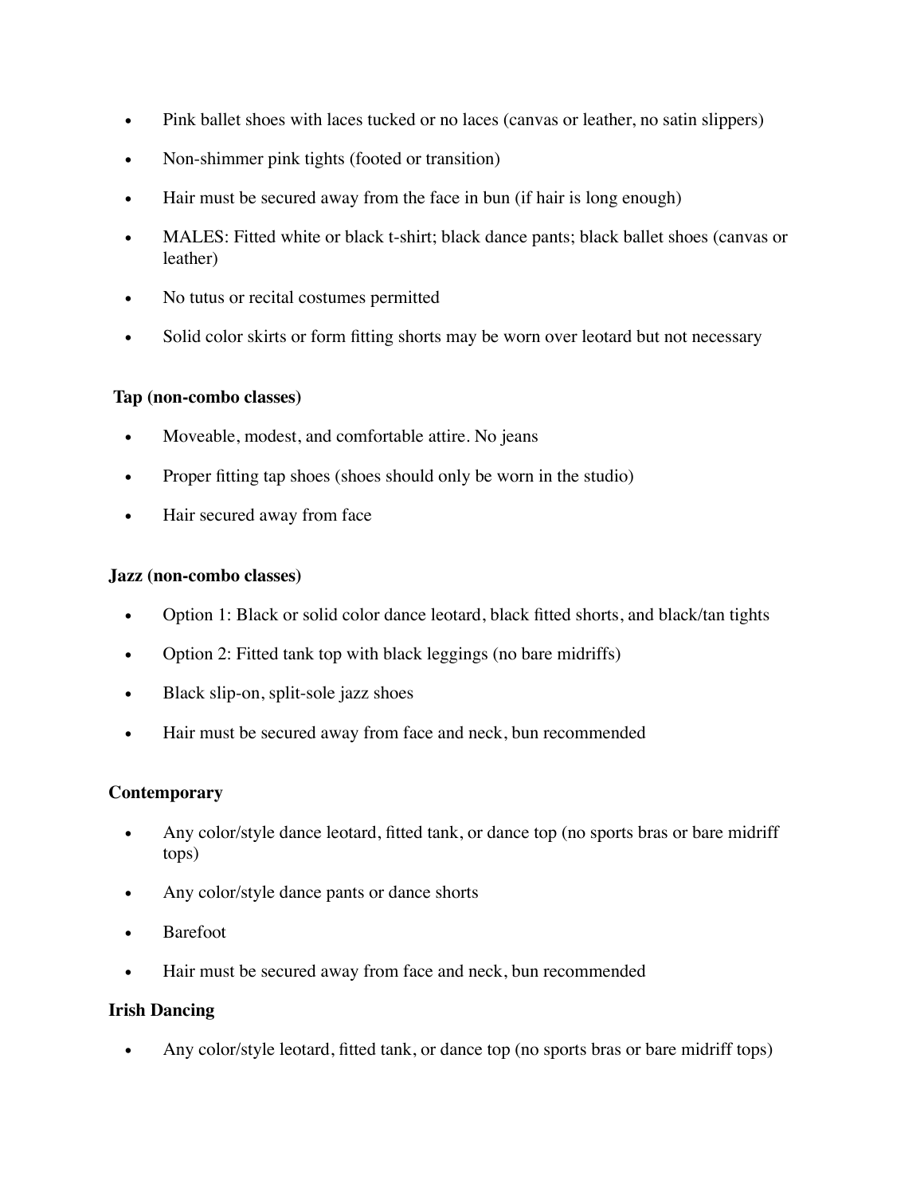- Pink ballet shoes with laces tucked or no laces (canvas or leather, no satin slippers)
- Non-shimmer pink tights (footed or transition)
- Hair must be secured away from the face in bun (if hair is long enough)
- MALES: Fitted white or black t-shirt; black dance pants; black ballet shoes (canvas or leather)
- No tutus or recital costumes permitted
- Solid color skirts or form fitting shorts may be worn over leotard but not necessary

**Tap (non-combo classes)**

- Moveable, modest, and comfortable attire. No jeans
- Proper fitting tap shoes (shoes should only be worn in the studio)
- Hair secured away from face

**Jazz (non-combo classes)**

- Option 1: Black or solid color dance leotard, black fitted shorts, and black/tan tights
- Option 2: Fitted tank top with black leggings (no bare midriffs)
- Black slip-on, split-sole jazz shoes
- Hair must be secured away from face and neck, bun recommended

**Contemporary**

- Any color/style dance leotard, fitted tank, or dance top (no sports bras or bare midriff tops)
- Any color/style dance pants or dance shorts
- Barefoot
- Hair must be secured away from face and neck, bun recommended

**Irish Dancing**

- Any color/style leotard, fitted tank, or dance top (no sports bras or bare midriff tops)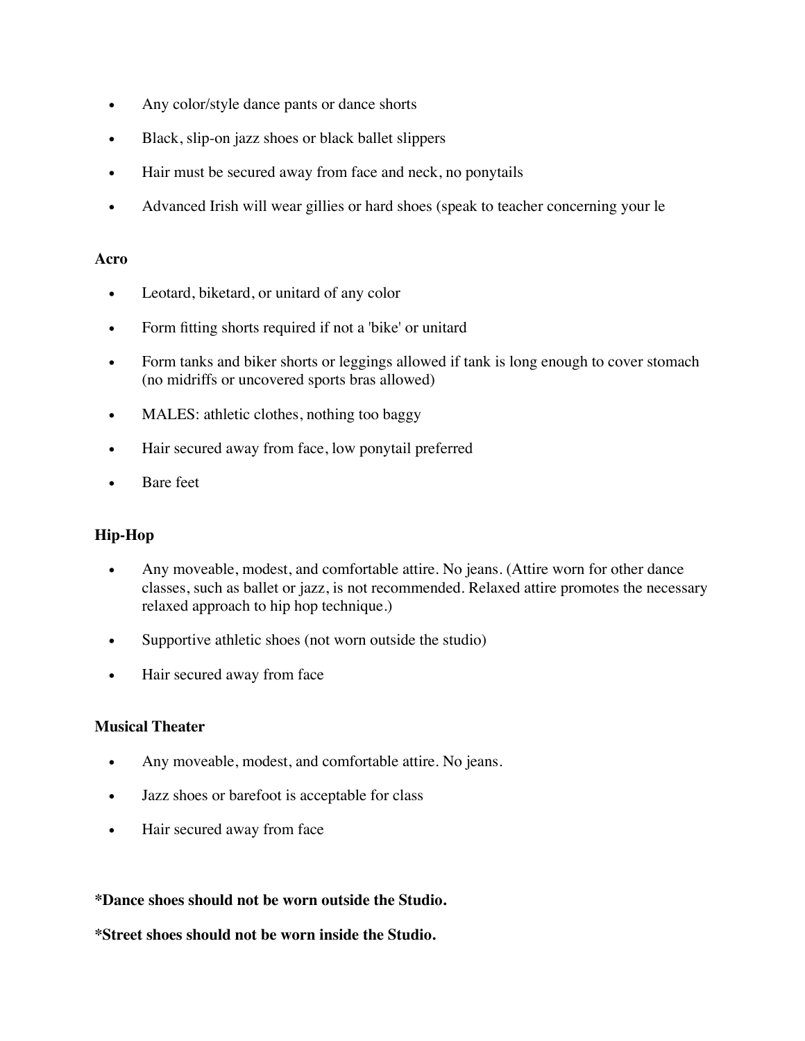- Any color/style dance pants or dance shorts
- Black, slip-on jazz shoes or black ballet slippers
- Hair must be secured away from face and neck, no ponytails
- Advanced Irish will wear gillies or hard shoes (speak to teacher concerning your le

**Acro**

- Leotard, biketard, or unitard of any color
- Form fitting shorts required if not a 'bike' or unitard
- Form tanks and biker shorts or leggings allowed if tank is long enough to cover stomach (no midriffs or uncovered sports bras allowed)
- MALES: athletic clothes, nothing too baggy
- Hair secured away from face, low ponytail preferred
- Bare feet

**Hip-Hop**

- Any moveable, modest, and comfortable attire. No jeans. (Attire worn for other dance classes, such as ballet or jazz, is not recommended. Relaxed attire promotes the necessary relaxed approach to hip hop technique.)
- Supportive athletic shoes (not worn outside the studio)
- Hair secured away from face

**Musical Theater**

- Any moveable, modest, and comfortable attire. No jeans.
- Jazz shoes or barefoot is acceptable for class
- Hair secured away from face

***Dance shoes should not be worn outside the Studio.**

***Street shoes should not be worn inside the Studio.**